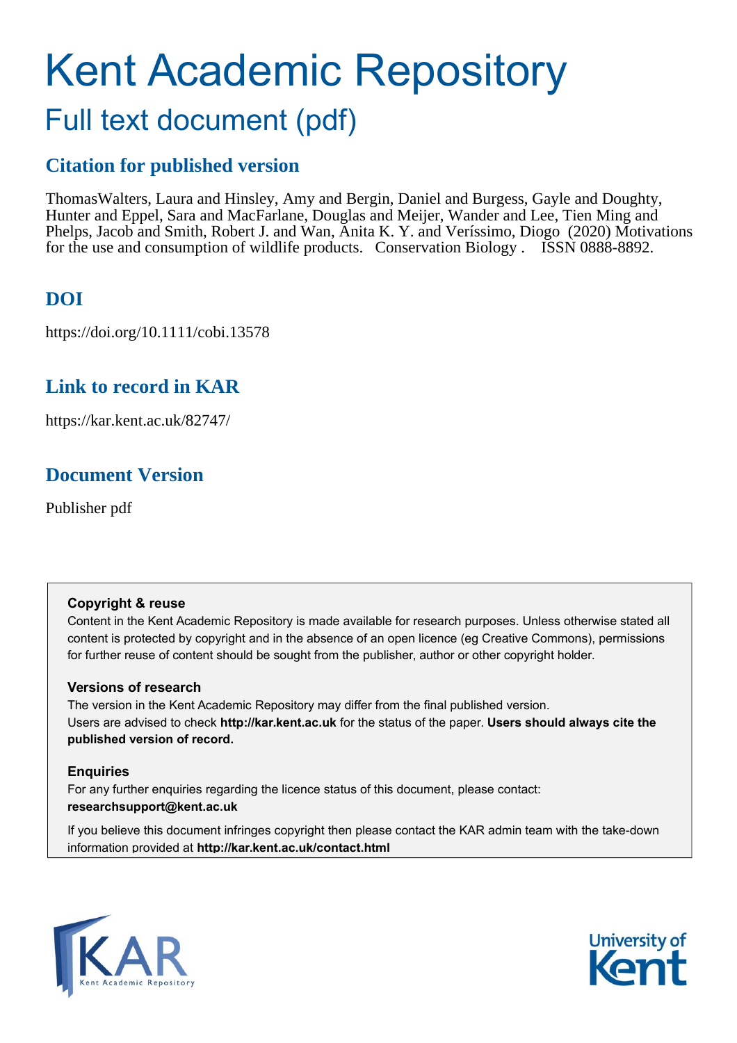# Kent Academic Repository

## Full text document (pdf)

### Citation for published version

ThomasWalters, Laura and Hinsley, Amy and Bergin, Daniel and Burgess, Gayle and Doughty, Hunter and Eppel, Sara and MacFarlane, Douglas and Meijer, Wander and Lee, Tien Ming and Phelps, Jacob and Smith, Robert J. and Wan, Anita K. Y. and Veríssimo, Diogo (2020) Motivations for the use and consumption of wildlife products. Conservation Biology . ISSN 0888-8892.

### DOI

https://doi.org/10.1111/cobi.13578

### Link to record in KAR

https://kar.kent.ac.uk/82747/

### Document Version

Publisher pdf

**Copyright & reuse**

Content in the Kent Academic Repository is made available for research purposes. Unless otherwise stated all content is protected by copyright and in the absence of an open licence (eg Creative Commons), permissions for further reuse of content should be sought from the publisher, author or other copyright holder.

**Versions of research**

The version in the Kent Academic Repository may differ from the final published version. Users are advised to check **http://kar.kent.ac.uk** for the status of the paper. **Users should always cite the published version of record.**

**Enquiries**

For any further enquiries regarding the licence status of this document, please contact: **researchsupport@kent.ac.uk**

If you believe this document infringes copyright then please contact the KAR admin team with the take-down information provided at **http://kar.kent.ac.uk/contact.html**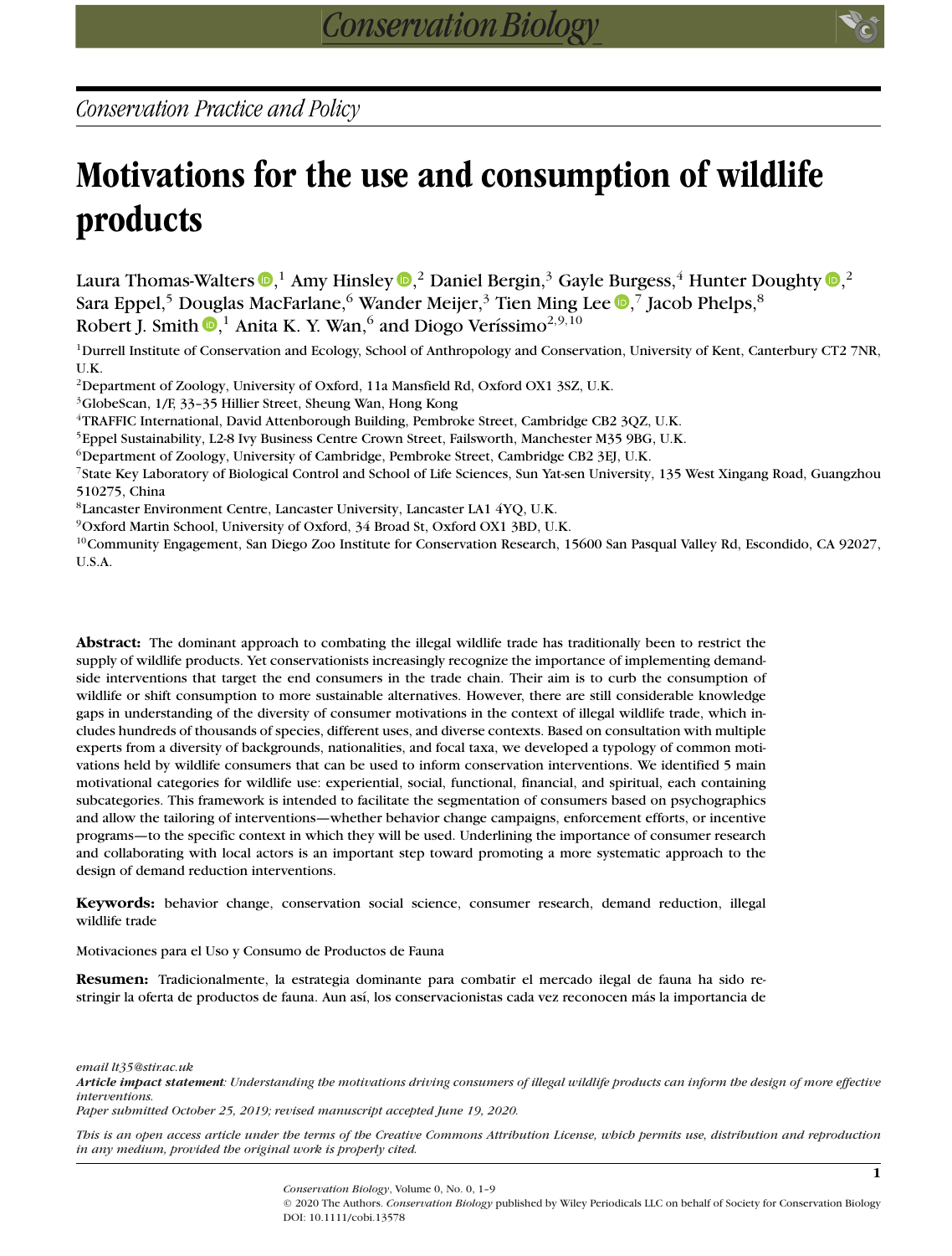*Conservation Practice and Policy*

# Motivations for the use and consumption of wildlife products

Laura Thomas-Walters,[1] Amy Hinsley,[2] Daniel Bergin,[3] Gayle Burgess,[4] Hunter Doughty,[2] Sara Eppel,[5] Douglas MacFarlane,[6] Wander Meijer,[3] Tien Ming Lee,[7] Jacob Phelps,[8] Robert J. Smith,[1] Anita K. Y. Wan,[6] and Diogo Veríssimo[2,9,10]

[1]Durrell Institute of Conservation and Ecology, School of Anthropology and Conservation, University of Kent, Canterbury CT2 7NR, U.K.

[2]Department of Zoology, University of Oxford, 11a Mansfield Rd, Oxford OX1 3SZ, U.K.

[3]GlobeScan, 1/F, 33–35 Hillier Street, Sheung Wan, Hong Kong

[4]TRAFFIC International, David Attenborough Building, Pembroke Street, Cambridge CB2 3QZ, U.K.

[5]Eppel Sustainability, L2-8 Ivy Business Centre Crown Street, Failsworth, Manchester M35 9BG, U.K.

[6]Department of Zoology, University of Cambridge, Pembroke Street, Cambridge CB2 3EJ, U.K.

[7]State Key Laboratory of Biological Control and School of Life Sciences, Sun Yat-sen University, 135 West Xingang Road, Guangzhou 510275, China

[8]Lancaster Environment Centre, Lancaster University, Lancaster LA1 4YQ, U.K.

[9]Oxford Martin School, University of Oxford, 34 Broad St, Oxford OX1 3BD, U.K.

[10]Community Engagement, San Diego Zoo Institute for Conservation Research, 15600 San Pasqual Valley Rd, Escondido, CA 92027, U.S.A.

**Abstract:** The dominant approach to combating the illegal wildlife trade has traditionally been to restrict the supply of wildlife products. Yet conservationists increasingly recognize the importance of implementing demand-side interventions that target the end consumers in the trade chain. Their aim is to curb the consumption of wildlife or shift consumption to more sustainable alternatives. However, there are still considerable knowledge gaps in understanding of the diversity of consumer motivations in the context of illegal wildlife trade, which includes hundreds of thousands of species, different uses, and diverse contexts. Based on consultation with multiple experts from a diversity of backgrounds, nationalities, and focal taxa, we developed a typology of common motivations held by wildlife consumers that can be used to inform conservation interventions. We identified 5 main motivational categories for wildlife use: experiential, social, functional, financial, and spiritual, each containing subcategories. This framework is intended to facilitate the segmentation of consumers based on psychographics and allow the tailoring of interventions—whether behavior change campaigns, enforcement efforts, or incentive programs—to the specific context in which they will be used. Underlining the importance of consumer research and collaborating with local actors is an important step toward promoting a more systematic approach to the design of demand reduction interventions.

**Keywords:** behavior change, conservation social science, consumer research, demand reduction, illegal wildlife trade

Motivaciones para el Uso y Consumo de Productos de Fauna

**Resumen:** Tradicionalmente, la estrategia dominante para combatir el mercado ilegal de fauna ha sido restringir la oferta de productos de fauna. Aun así, los conservacionistas cada vez reconocen más la importancia de

*email lt35@stir.ac.uk*

***Article impact statement**: Understanding the motivations driving consumers of illegal wildlife products can inform the design of more effective interventions.*

*Paper submitted October 25, 2019; revised manuscript accepted June 19, 2020.*

*This is an open access article under the terms of the Creative Commons Attribution License, which permits use, distribution and reproduction in any medium, provided the original work is properly cited.*

© 2020 The Authors. *Conservation Biology* published by Wiley Periodicals LLC on behalf of Society for Conservation Biology
DOI: 10.1111/cobi.13578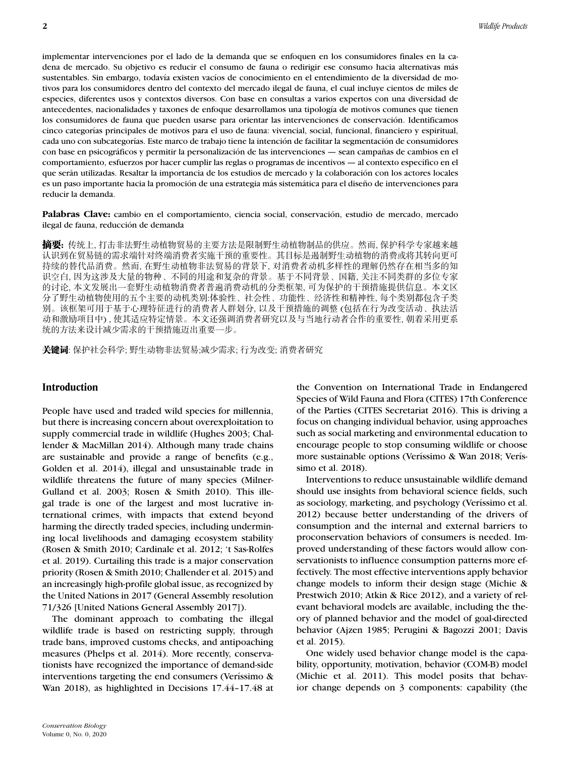implementar intervenciones por el lado de la demanda que se enfoquen en los consumidores finales en la cadena de mercado. Su objetivo es reducir el consumo de fauna o redirigir ese consumo hacia alternativas más sustentables. Sin embargo, todavía existen vacíos de conocimiento en el entendimiento de la diversidad de motivos para los consumidores dentro del contexto del mercado ilegal de fauna, el cual incluye cientos de miles de especies, diferentes usos y contextos diversos. Con base en consultas a varios expertos con una diversidad de antecedentes, nacionalidades y taxones de enfoque desarrollamos una tipología de motivos comunes que tienen los consumidores de fauna que pueden usarse para orientar las intervenciones de conservación. Identificamos cinco categorías principales de motivos para el uso de fauna: vivencial, social, funcional, financiero y espiritual, cada uno con subcategorías. Este marco de trabajo tiene la intención de facilitar la segmentación de consumidores con base en psicográficos y permitir la personalización de las intervenciones — sean campañas de cambios en el comportamiento, esfuerzos por hacer cumplir las reglas o programas de incentivos — al contexto específico en el que serán utilizadas. Resaltar la importancia de los estudios de mercado y la colaboración con los actores locales es un paso importante hacia la promoción de una estrategia más sistemática para el diseño de intervenciones para reducir la demanda.

**Palabras Clave:** cambio en el comportamiento, ciencia social, conservación, estudio de mercado, mercado ilegal de fauna, reducción de demanda

**摘要:** 传统上, 打击非法野生动植物贸易的主要方法是限制野生动植物制品的供应。然而, 保护科学专家越来越认识到在贸易链的需求端针对终端消费者实施干预的重要性。其目标是遏制野生动植物的消费或将其转向更可持续的替代品消费。然而, 在野生动植物非法贸易的背景下, 对消费者动机多样性的理解仍然存在相当多的知识空白, 因为这涉及大量的物种、不同的用途和复杂的背景。基于不同背景、国籍, 关注不同类群的多位专家的讨论, 本文发展出一套野生动植物消费者普遍消费动机的分类框架, 可为保护的干预措施提供信息。本文区分了野生动植物使用的五个主要的动机类别:体验性、社会性、功能性、经济性和精神性, 每个类别都包含子类别。该框架可用于基于心理特征进行的消费者人群划分, 以及干预措施的调整 (包括在行为改变活动、执法活动和激励项目中) , 使其适应特定情景。本文还强调消费者研究以及与当地行动者合作的重要性, 朝着采用更系统的方法来设计减少需求的干预措施迈出重要一步。

**关键词**: 保护社会科学; 野生动物非法贸易;减少需求; 行为改变; 消费者研究

## Introduction

People have used and traded wild species for millennia, but there is increasing concern about overexploitation to supply commercial trade in wildlife (Hughes 2003; Challender & MacMillan 2014). Although many trade chains are sustainable and provide a range of benefits (e.g., Golden et al. 2014), illegal and unsustainable trade in wildlife threatens the future of many species (Milner-Gulland et al. 2003; Rosen & Smith 2010). This illegal trade is one of the largest and most lucrative international crimes, with impacts that extend beyond harming the directly traded species, including undermining local livelihoods and damaging ecosystem stability (Rosen & Smith 2010; Cardinale et al. 2012; 't Sas-Rolfes et al. 2019). Curtailing this trade is a major conservation priority (Rosen & Smith 2010; Challender et al. 2015) and an increasingly high-profile global issue, as recognized by the United Nations in 2017 (General Assembly resolution 71/326 [United Nations General Assembly 2017]).

The dominant approach to combating the illegal wildlife trade is based on restricting supply, through trade bans, improved customs checks, and antipoaching measures (Phelps et al. 2014). More recently, conservationists have recognized the importance of demand-side interventions targeting the end consumers (Veríssimo & Wan 2018), as highlighted in Decisions 17.44–17.48 at the Convention on International Trade in Endangered Species of Wild Fauna and Flora (CITES) 17th Conference of the Parties (CITES Secretariat 2016). This is driving a focus on changing individual behavior, using approaches such as social marketing and environmental education to encourage people to stop consuming wildlife or choose more sustainable options (Veríssimo & Wan 2018; Veríssimo et al. 2018).

Interventions to reduce unsustainable wildlife demand should use insights from behavioral science fields, such as sociology, marketing, and psychology (Veríssimo et al. 2012) because better understanding of the drivers of consumption and the internal and external barriers to proconservation behaviors of consumers is needed. Improved understanding of these factors would allow conservationists to influence consumption patterns more effectively. The most effective interventions apply behavior change models to inform their design stage (Michie & Prestwich 2010; Atkin & Rice 2012), and a variety of relevant behavioral models are available, including the theory of planned behavior and the model of goal-directed behavior (Ajzen 1985; Perugini & Bagozzi 2001; Davis et al. 2015).

One widely used behavior change model is the capability, opportunity, motivation, behavior (COM-B) model (Michie et al. 2011). This model posits that behavior change depends on 3 components: capability (the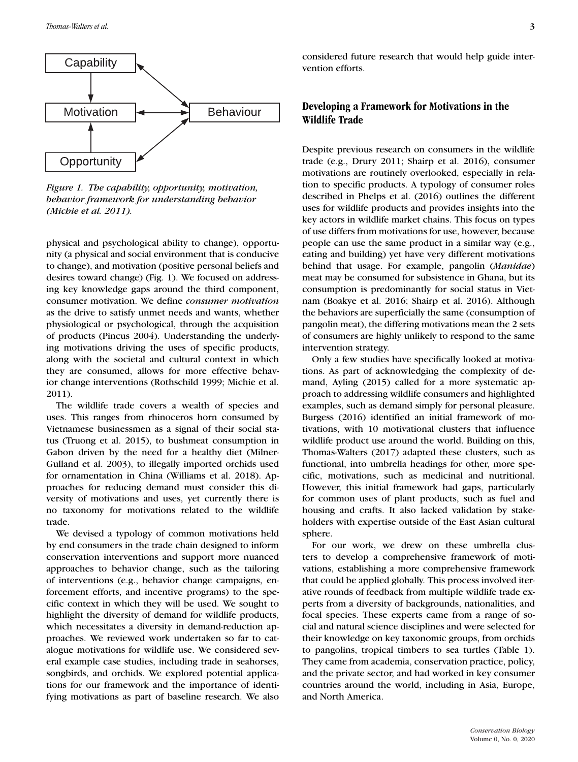Figure 1. The capability, opportunity, motivation, behavior framework for understanding behavior (Michie et al. 2011).

physical and psychological ability to change), opportunity (a physical and social environment that is conducive to change), and motivation (positive personal beliefs and desires toward change) (Fig. 1). We focused on addressing key knowledge gaps around the third component, consumer motivation. We define *consumer motivation* as the drive to satisfy unmet needs and wants, whether physiological or psychological, through the acquisition of products (Pincus 2004). Understanding the underlying motivations driving the uses of specific products, along with the societal and cultural context in which they are consumed, allows for more effective behavior change interventions (Rothschild 1999; Michie et al. 2011).

The wildlife trade covers a wealth of species and uses. This ranges from rhinoceros horn consumed by Vietnamese businessmen as a signal of their social status (Truong et al. 2015), to bushmeat consumption in Gabon driven by the need for a healthy diet (Milner-Gulland et al. 2003), to illegally imported orchids used for ornamentation in China (Williams et al. 2018). Approaches for reducing demand must consider this diversity of motivations and uses, yet currently there is no taxonomy for motivations related to the wildlife trade.

We devised a typology of common motivations held by end consumers in the trade chain designed to inform conservation interventions and support more nuanced approaches to behavior change, such as the tailoring of interventions (e.g., behavior change campaigns, enforcement efforts, and incentive programs) to the specific context in which they will be used. We sought to highlight the diversity of demand for wildlife products, which necessitates a diversity in demand-reduction approaches. We reviewed work undertaken so far to catalogue motivations for wildlife use. We considered several example case studies, including trade in seahorses, songbirds, and orchids. We explored potential applications for our framework and the importance of identifying motivations as part of baseline research. We also considered future research that would help guide intervention efforts.

## Developing a Framework for Motivations in the Wildlife Trade

Despite previous research on consumers in the wildlife trade (e.g., Drury 2011; Shairp et al. 2016), consumer motivations are routinely overlooked, especially in relation to specific products. A typology of consumer roles described in Phelps et al. (2016) outlines the different uses for wildlife products and provides insights into the key actors in wildlife market chains. This focus on types of use differs from motivations for use, however, because people can use the same product in a similar way (e.g., eating and building) yet have very different motivations behind that usage. For example, pangolin (*Manidae*) meat may be consumed for subsistence in Ghana, but its consumption is predominantly for social status in Vietnam (Boakye et al. 2016; Shairp et al. 2016). Although the behaviors are superficially the same (consumption of pangolin meat), the differing motivations mean the 2 sets of consumers are highly unlikely to respond to the same intervention strategy.

Only a few studies have specifically looked at motivations. As part of acknowledging the complexity of demand, Ayling (2015) called for a more systematic approach to addressing wildlife consumers and highlighted examples, such as demand simply for personal pleasure. Burgess (2016) identified an initial framework of motivations, with 10 motivational clusters that influence wildlife product use around the world. Building on this, Thomas-Walters (2017) adapted these clusters, such as functional, into umbrella headings for other, more specific, motivations, such as medicinal and nutritional. However, this initial framework had gaps, particularly for common uses of plant products, such as fuel and housing and crafts. It also lacked validation by stakeholders with expertise outside of the East Asian cultural sphere.

For our work, we drew on these umbrella clusters to develop a comprehensive framework of motivations, establishing a more comprehensive framework that could be applied globally. This process involved iterative rounds of feedback from multiple wildlife trade experts from a diversity of backgrounds, nationalities, and focal species. These experts came from a range of social and natural science disciplines and were selected for their knowledge on key taxonomic groups, from orchids to pangolins, tropical timbers to sea turtles (Table 1). They came from academia, conservation practice, policy, and the private sector, and had worked in key consumer countries around the world, including in Asia, Europe, and North America.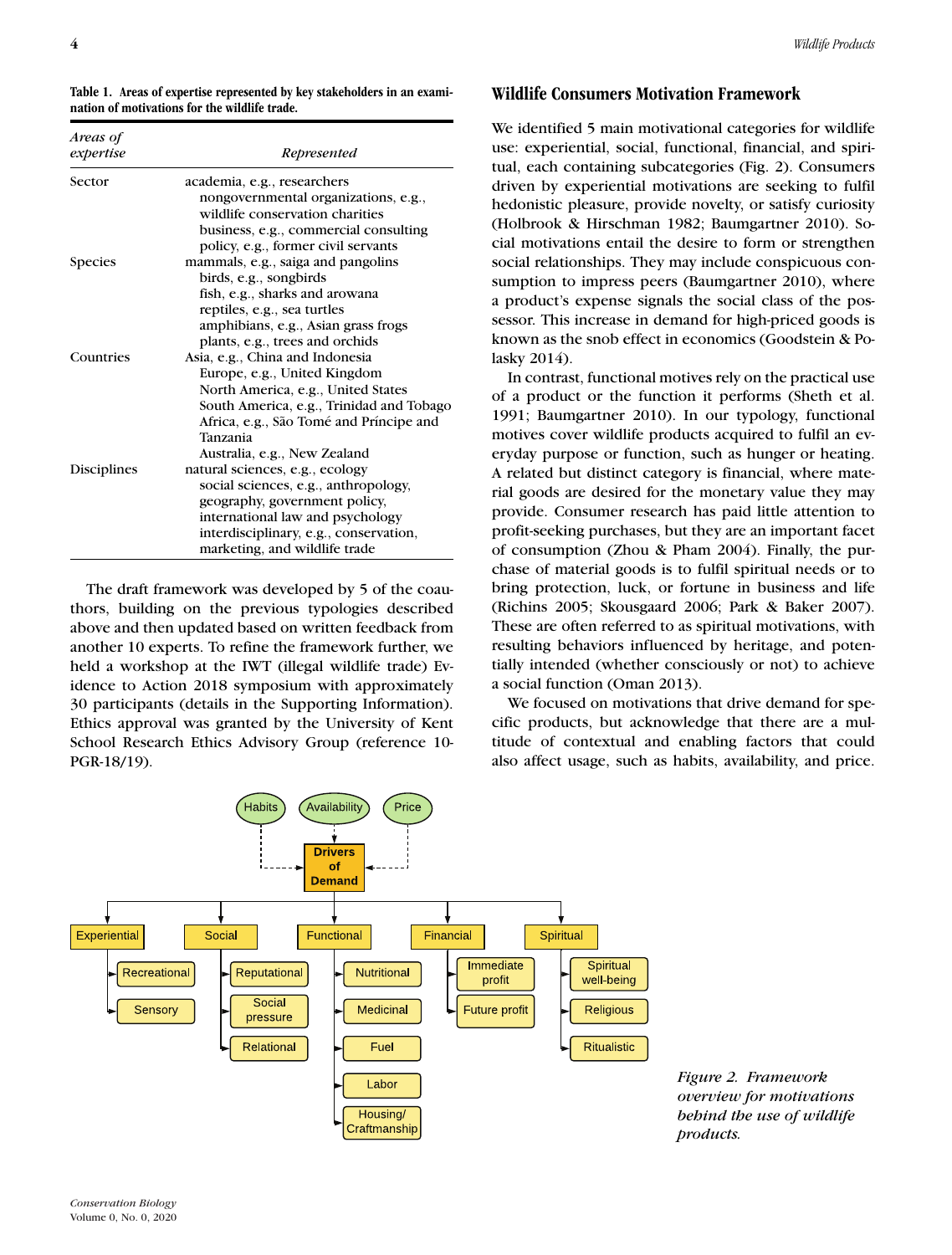**Table 1. Areas of expertise represented by key stakeholders in an examination of motivations for the wildlife trade.**

| *Areas of expertise* | *Represented* |
|---|---|
| Sector | academia, e.g., researchers<br>nongovernmental organizations, e.g., wildlife conservation charities<br>business, e.g., commercial consulting<br>policy, e.g., former civil servants |
| Species | mammals, e.g., saiga and pangolins<br>birds, e.g., songbirds<br>fish, e.g., sharks and arowana<br>reptiles, e.g., sea turtles<br>amphibians, e.g., Asian grass frogs<br>plants, e.g., trees and orchids |
| Countries | Asia, e.g., China and Indonesia<br>Europe, e.g., United Kingdom<br>North America, e.g., United States<br>South America, e.g., Trinidad and Tobago<br>Africa, e.g., São Tomé and Príncipe and Tanzania<br>Australia, e.g., New Zealand |
| Disciplines | natural sciences, e.g., ecology<br>social sciences, e.g., anthropology, geography, government policy, international law and psychology<br>interdisciplinary, e.g., conservation, marketing, and wildlife trade |

The draft framework was developed by 5 of the coauthors, building on the previous typologies described above and then updated based on written feedback from another 10 experts. To refine the framework further, we held a workshop at the IWT (illegal wildlife trade) Evidence to Action 2018 symposium with approximately 30 participants (details in the Supporting Information). Ethics approval was granted by the University of Kent School Research Ethics Advisory Group (reference 10-PGR-18/19).

## Wildlife Consumers Motivation Framework

We identified 5 main motivational categories for wildlife use: experiential, social, functional, financial, and spiritual, each containing subcategories (Fig. 2). Consumers driven by experiential motivations are seeking to fulfil hedonistic pleasure, provide novelty, or satisfy curiosity (Holbrook & Hirschman 1982; Baumgartner 2010). Social motivations entail the desire to form or strengthen social relationships. They may include conspicuous consumption to impress peers (Baumgartner 2010), where a product's expense signals the social class of the possessor. This increase in demand for high-priced goods is known as the snob effect in economics (Goodstein & Polasky 2014).

In contrast, functional motives rely on the practical use of a product or the function it performs (Sheth et al. 1991; Baumgartner 2010). In our typology, functional motives cover wildlife products acquired to fulfil an everyday purpose or function, such as hunger or heating. A related but distinct category is financial, where material goods are desired for the monetary value they may provide. Consumer research has paid little attention to profit-seeking purchases, but they are an important facet of consumption (Zhou & Pham 2004). Finally, the purchase of material goods is to fulfil spiritual needs or to bring protection, luck, or fortune in business and life (Richins 2005; Skousgaard 2006; Park & Baker 2007). These are often referred to as spiritual motivations, with resulting behaviors influenced by heritage, and potentially intended (whether consciously or not) to achieve a social function (Oman 2013).

We focused on motivations that drive demand for specific products, but acknowledge that there are a multitude of contextual and enabling factors that could also affect usage, such as habits, availability, and price.

Habits, Availability, Price → Drivers of Demand

- Experiential: Recreational; Sensory
- Social: Reputational; Social pressure; Relational
- Functional: Nutritional; Medicinal; Fuel; Labor; Housing/Craftmanship
- Financial: Immediate profit; Future profit
- Spiritual: Spiritual well-being; Religious; Ritualistic

*Figure 2. Framework overview for motivations behind the use of wildlife products.*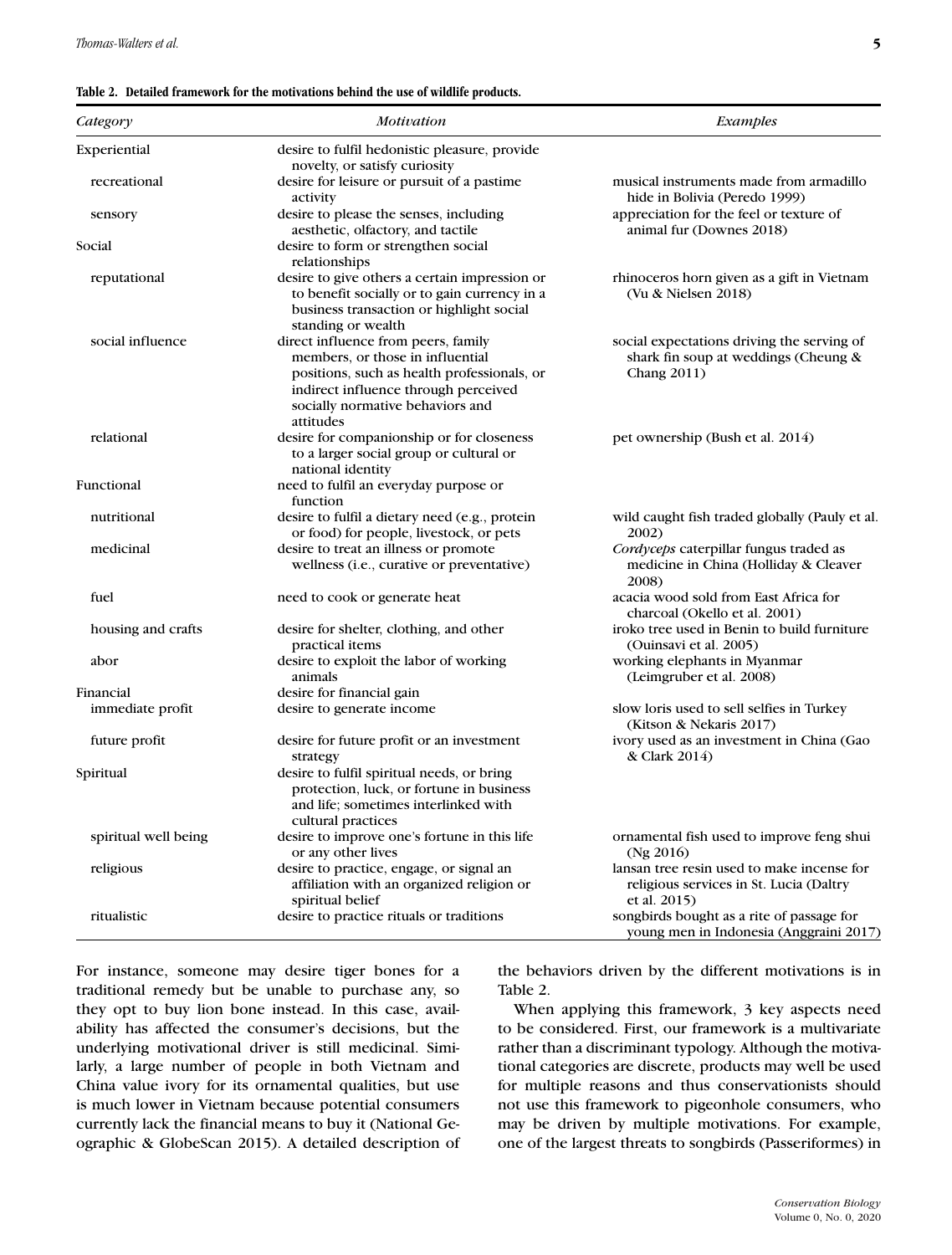**Table 2. Detailed framework for the motivations behind the use of wildlife products.**

| *Category* | *Motivation* | *Examples* |
|---|---|---|
| Experiential | desire to fulfil hedonistic pleasure, provide novelty, or satisfy curiosity | |
| recreational | desire for leisure or pursuit of a pastime activity | musical instruments made from armadillo hide in Bolivia (Peredo 1999) |
| sensory | desire to please the senses, including aesthetic, olfactory, and tactile | appreciation for the feel or texture of animal fur (Downes 2018) |
| Social | desire to form or strengthen social relationships | |
| reputational | desire to give others a certain impression or to benefit socially or to gain currency in a business transaction or highlight social standing or wealth | rhinoceros horn given as a gift in Vietnam (Vu & Nielsen 2018) |
| social influence | direct influence from peers, family members, or those in influential positions, such as health professionals, or indirect influence through perceived socially normative behaviors and attitudes | social expectations driving the serving of shark fin soup at weddings (Cheung & Chang 2011) |
| relational | desire for companionship or for closeness to a larger social group or cultural or national identity | pet ownership (Bush et al. 2014) |
| Functional | need to fulfil an everyday purpose or function | |
| nutritional | desire to fulfil a dietary need (e.g., protein or food) for people, livestock, or pets | wild caught fish traded globally (Pauly et al. 2002) |
| medicinal | desire to treat an illness or promote wellness (i.e., curative or preventative) | *Cordyceps* caterpillar fungus traded as medicine in China (Holliday & Cleaver 2008) |
| fuel | need to cook or generate heat | acacia wood sold from East Africa for charcoal (Okello et al. 2001) |
| housing and crafts | desire for shelter, clothing, and other practical items | iroko tree used in Benin to build furniture (Ouinsavi et al. 2005) |
| abor | desire to exploit the labor of working animals | working elephants in Myanmar (Leimgruber et al. 2008) |
| Financial | desire for financial gain | |
| immediate profit | desire to generate income | slow loris used to sell selfies in Turkey (Kitson & Nekaris 2017) |
| future profit | desire for future profit or an investment strategy | ivory used as an investment in China (Gao & Clark 2014) |
| Spiritual | desire to fulfil spiritual needs, or bring protection, luck, or fortune in business and life; sometimes interlinked with cultural practices | |
| spiritual well being | desire to improve one's fortune in this life or any other lives | ornamental fish used to improve feng shui (Ng 2016) |
| religious | desire to practice, engage, or signal an affiliation with an organized religion or spiritual belief | lansan tree resin used to make incense for religious services in St. Lucia (Daltry et al. 2015) |
| ritualistic | desire to practice rituals or traditions | songbirds bought as a rite of passage for young men in Indonesia (Anggraini 2017) |

For instance, someone may desire tiger bones for a traditional remedy but be unable to purchase any, so they opt to buy lion bone instead. In this case, availability has affected the consumer's decisions, but the underlying motivational driver is still medicinal. Similarly, a large number of people in both Vietnam and China value ivory for its ornamental qualities, but use is much lower in Vietnam because potential consumers currently lack the financial means to buy it (National Geographic & GlobeScan 2015). A detailed description of the behaviors driven by the different motivations is in Table 2.

When applying this framework, 3 key aspects need to be considered. First, our framework is a multivariate rather than a discriminant typology. Although the motivational categories are discrete, products may well be used for multiple reasons and thus conservationists should not use this framework to pigeonhole consumers, who may be driven by multiple motivations. For example, one of the largest threats to songbirds (Passeriformes) in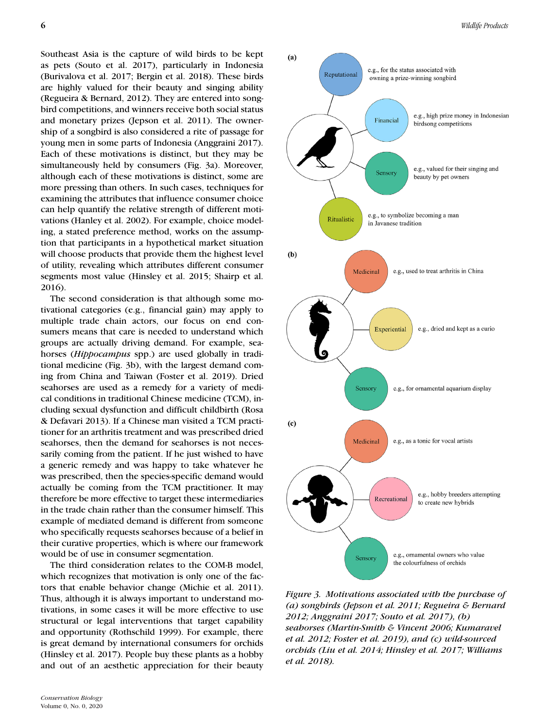Southeast Asia is the capture of wild birds to be kept as pets (Souto et al. 2017), particularly in Indonesia (Burivalova et al. 2017; Bergin et al. 2018). These birds are highly valued for their beauty and singing ability (Regueira & Bernard, 2012). They are entered into songbird competitions, and winners receive both social status and monetary prizes (Jepson et al. 2011). The ownership of a songbird is also considered a rite of passage for young men in some parts of Indonesia (Anggraini 2017). Each of these motivations is distinct, but they may be simultaneously held by consumers (Fig. 3a). Moreover, although each of these motivations is distinct, some are more pressing than others. In such cases, techniques for examining the attributes that influence consumer choice can help quantify the relative strength of different motivations (Hanley et al. 2002). For example, choice modeling, a stated preference method, works on the assumption that participants in a hypothetical market situation will choose products that provide them the highest level of utility, revealing which attributes different consumer segments most value (Hinsley et al. 2015; Shairp et al. 2016).

The second consideration is that although some motivational categories (e.g., financial gain) may apply to multiple trade chain actors, our focus on end consumers means that care is needed to understand which groups are actually driving demand. For example, seahorses (*Hippocampus* spp.) are used globally in traditional medicine (Fig. 3b), with the largest demand coming from China and Taiwan (Foster et al. 2019). Dried seahorses are used as a remedy for a variety of medical conditions in traditional Chinese medicine (TCM), including sexual dysfunction and difficult childbirth (Rosa & Defavari 2013). If a Chinese man visited a TCM practitioner for an arthritis treatment and was prescribed dried seahorses, then the demand for seahorses is not necessarily coming from the patient. If he just wished to have a generic remedy and was happy to take whatever he was prescribed, then the species-specific demand would actually be coming from the TCM practitioner. It may therefore be more effective to target these intermediaries in the trade chain rather than the consumer himself. This example of mediated demand is different from someone who specifically requests seahorses because of a belief in their curative properties, which is where our framework would be of use in consumer segmentation.

The third consideration relates to the COM-B model, which recognizes that motivation is only one of the factors that enable behavior change (Michie et al. 2011). Thus, although it is always important to understand motivations, in some cases it will be more effective to use structural or legal interventions that target capability and opportunity (Rothschild 1999). For example, there is great demand by international consumers for orchids (Hinsley et al. 2017). People buy these plants as a hobby and out of an aesthetic appreciation for their beauty

(a)

- Reputational — e.g., for the status associated with owning a prize-winning songbird
- Financial — e.g., high prize money in Indonesian birdsong competitions
- Sensory — e.g., valued for their singing and beauty by pet owners
- Ritualistic — e.g., to symbolize becoming a man in Javanese tradition

(b)

- Medicinal — e.g., used to treat arthritis in China
- Experiential — e.g., dried and kept as a curio
- Sensory — e.g., for ornamental aquarium display

(c)

- Medicinal — e.g., as a tonic for vocal artists
- Recreational — e.g., hobby breeders attempting to create new hybrids
- Sensory — e.g., ornamental owners who value the colourfulness of orchids

*Figure 3. Motivations associated with the purchase of (a) songbirds (Jepson et al. 2011; Regueira & Bernard 2012; Anggraini 2017; Souto et al. 2017), (b) seahorses (Martin-Smith & Vincent 2006; Kumaravel et al. 2012; Foster et al. 2019), and (c) wild-sourced orchids (Liu et al. 2014; Hinsley et al. 2017; Williams et al. 2018).*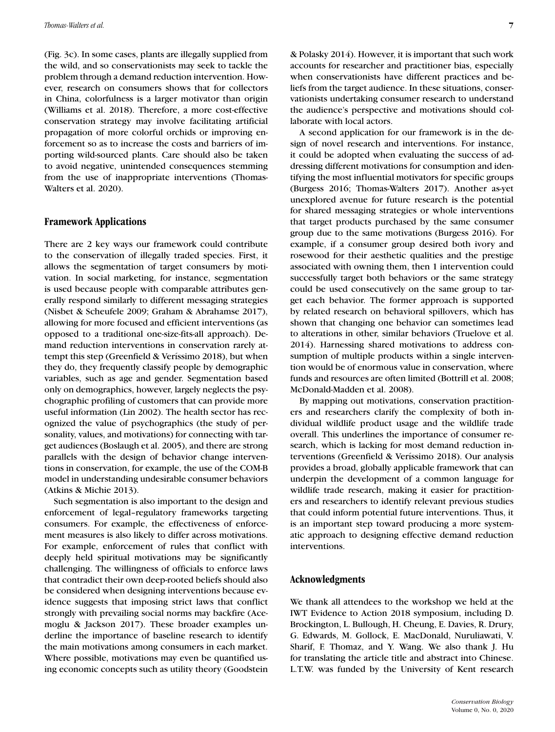(Fig. 3c). In some cases, plants are illegally supplied from the wild, and so conservationists may seek to tackle the problem through a demand reduction intervention. However, research on consumers shows that for collectors in China, colorfulness is a larger motivator than origin (Williams et al. 2018). Therefore, a more cost-effective conservation strategy may involve facilitating artificial propagation of more colorful orchids or improving enforcement so as to increase the costs and barriers of importing wild-sourced plants. Care should also be taken to avoid negative, unintended consequences stemming from the use of inappropriate interventions (Thomas-Walters et al. 2020).

## Framework Applications

There are 2 key ways our framework could contribute to the conservation of illegally traded species. First, it allows the segmentation of target consumers by motivation. In social marketing, for instance, segmentation is used because people with comparable attributes generally respond similarly to different messaging strategies (Nisbet & Scheufele 2009; Graham & Abrahamse 2017), allowing for more focused and efficient interventions (as opposed to a traditional one-size-fits-all approach). Demand reduction interventions in conservation rarely attempt this step (Greenfield & Veríssimo 2018), but when they do, they frequently classify people by demographic variables, such as age and gender. Segmentation based only on demographics, however, largely neglects the psychographic profiling of customers that can provide more useful information (Lin 2002). The health sector has recognized the value of psychographics (the study of personality, values, and motivations) for connecting with target audiences (Boslaugh et al. 2005), and there are strong parallels with the design of behavior change interventions in conservation, for example, the use of the COM-B model in understanding undesirable consumer behaviors (Atkins & Michie 2013).

Such segmentation is also important to the design and enforcement of legal–regulatory frameworks targeting consumers. For example, the effectiveness of enforcement measures is also likely to differ across motivations. For example, enforcement of rules that conflict with deeply held spiritual motivations may be significantly challenging. The willingness of officials to enforce laws that contradict their own deep-rooted beliefs should also be considered when designing interventions because evidence suggests that imposing strict laws that conflict strongly with prevailing social norms may backfire (Acemoglu & Jackson 2017). These broader examples underline the importance of baseline research to identify the main motivations among consumers in each market. Where possible, motivations may even be quantified using economic concepts such as utility theory (Goodstein & Polasky 2014). However, it is important that such work accounts for researcher and practitioner bias, especially when conservationists have different practices and beliefs from the target audience. In these situations, conservationists undertaking consumer research to understand the audience's perspective and motivations should collaborate with local actors.

A second application for our framework is in the design of novel research and interventions. For instance, it could be adopted when evaluating the success of addressing different motivations for consumption and identifying the most influential motivators for specific groups (Burgess 2016; Thomas-Walters 2017). Another as-yet unexplored avenue for future research is the potential for shared messaging strategies or whole interventions that target products purchased by the same consumer group due to the same motivations (Burgess 2016). For example, if a consumer group desired both ivory and rosewood for their aesthetic qualities and the prestige associated with owning them, then 1 intervention could successfully target both behaviors or the same strategy could be used consecutively on the same group to target each behavior. The former approach is supported by related research on behavioral spillovers, which has shown that changing one behavior can sometimes lead to alterations in other, similar behaviors (Truelove et al. 2014). Harnessing shared motivations to address consumption of multiple products within a single intervention would be of enormous value in conservation, where funds and resources are often limited (Bottrill et al. 2008; McDonald-Madden et al. 2008).

By mapping out motivations, conservation practitioners and researchers clarify the complexity of both individual wildlife product usage and the wildlife trade overall. This underlines the importance of consumer research, which is lacking for most demand reduction interventions (Greenfield & Veríssimo 2018). Our analysis provides a broad, globally applicable framework that can underpin the development of a common language for wildlife trade research, making it easier for practitioners and researchers to identify relevant previous studies that could inform potential future interventions. Thus, it is an important step toward producing a more systematic approach to designing effective demand reduction interventions.

## Acknowledgments

We thank all attendees to the workshop we held at the IWT Evidence to Action 2018 symposium, including D. Brockington, L. Bullough, H. Cheung, E. Davies, R. Drury, G. Edwards, M. Gollock, E. MacDonald, Nuruliawati, V. Sharif, F. Thomaz, and Y. Wang. We also thank J. Hu for translating the article title and abstract into Chinese. L.T.W. was funded by the University of Kent research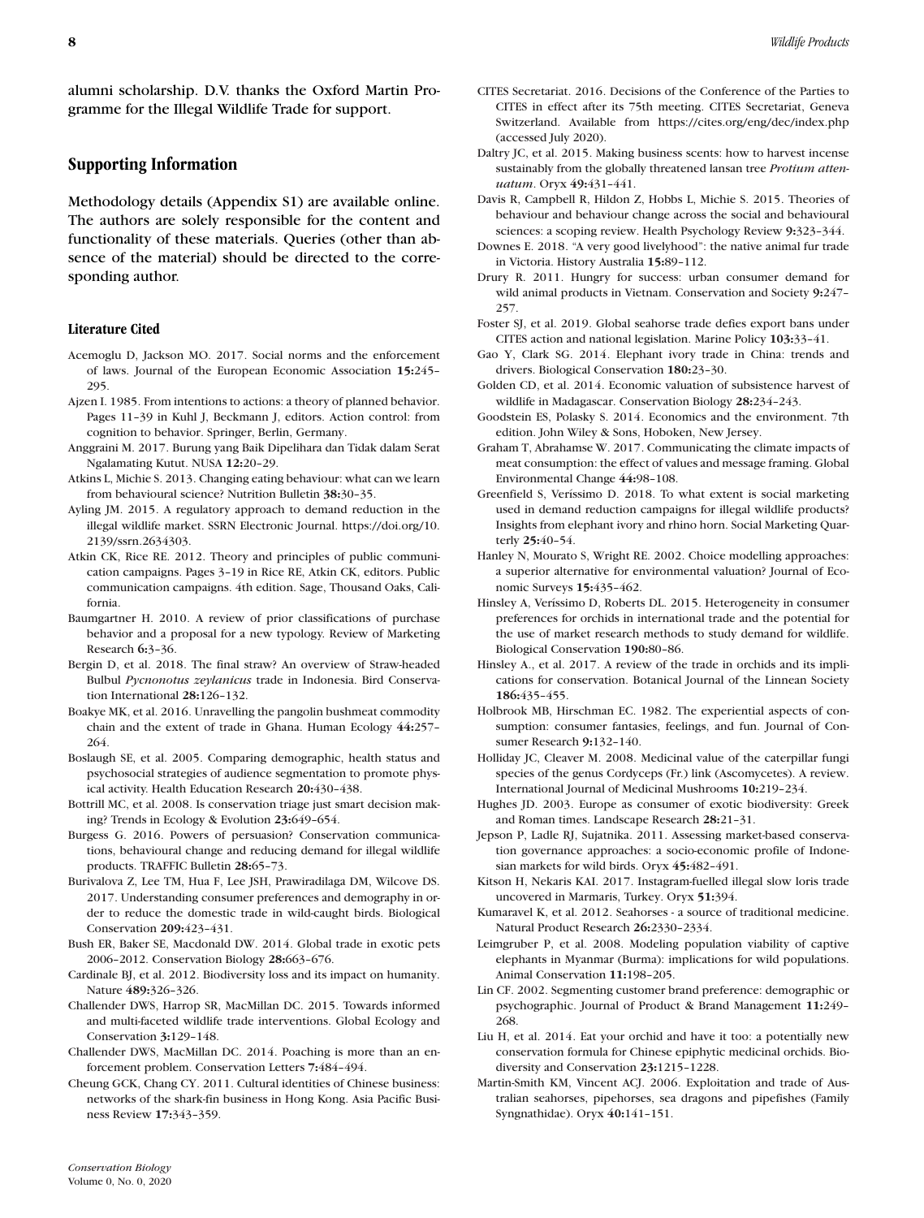alumni scholarship. D.V. thanks the Oxford Martin Programme for the Illegal Wildlife Trade for support.

## Supporting Information

Methodology details (Appendix S1) are available online. The authors are solely responsible for the content and functionality of these materials. Queries (other than absence of the material) should be directed to the corresponding author.

### Literature Cited

Acemoglu D, Jackson MO. 2017. Social norms and the enforcement of laws. Journal of the European Economic Association **15:**245–295.

Ajzen I. 1985. From intentions to actions: a theory of planned behavior. Pages 11–39 in Kuhl J, Beckmann J, editors. Action control: from cognition to behavior. Springer, Berlin, Germany.

Anggraini M. 2017. Burung yang Baik Dipelihara dan Tidak dalam Serat Ngalamating Kutut. NUSA **12:**20–29.

Atkins L, Michie S. 2013. Changing eating behaviour: what can we learn from behavioural science? Nutrition Bulletin **38:**30–35.

Ayling JM. 2015. A regulatory approach to demand reduction in the illegal wildlife market. SSRN Electronic Journal. https://doi.org/10.2139/ssrn.2634303.

Atkin CK, Rice RE. 2012. Theory and principles of public communication campaigns. Pages 3–19 in Rice RE, Atkin CK, editors. Public communication campaigns. 4th edition. Sage, Thousand Oaks, California.

Baumgartner H. 2010. A review of prior classifications of purchase behavior and a proposal for a new typology. Review of Marketing Research **6:**3–36.

Bergin D, et al. 2018. The final straw? An overview of Straw-headed Bulbul *Pycnonotus zeylanicus* trade in Indonesia. Bird Conservation International **28:**126–132.

Boakye MK, et al. 2016. Unravelling the pangolin bushmeat commodity chain and the extent of trade in Ghana. Human Ecology **44:**257–264.

Boslaugh SE, et al. 2005. Comparing demographic, health status and psychosocial strategies of audience segmentation to promote physical activity. Health Education Research **20:**430–438.

Bottrill MC, et al. 2008. Is conservation triage just smart decision making? Trends in Ecology & Evolution **23:**649–654.

Burgess G. 2016. Powers of persuasion? Conservation communications, behavioural change and reducing demand for illegal wildlife products. TRAFFIC Bulletin **28:**65–73.

Burivalova Z, Lee TM, Hua F, Lee JSH, Prawiradilaga DM, Wilcove DS. 2017. Understanding consumer preferences and demography in order to reduce the domestic trade in wild-caught birds. Biological Conservation **209:**423–431.

Bush ER, Baker SE, Macdonald DW. 2014. Global trade in exotic pets 2006–2012. Conservation Biology **28:**663–676.

Cardinale BJ, et al. 2012. Biodiversity loss and its impact on humanity. Nature **489:**326–326.

Challender DWS, Harrop SR, MacMillan DC. 2015. Towards informed and multi-faceted wildlife trade interventions. Global Ecology and Conservation **3:**129–148.

Challender DWS, MacMillan DC. 2014. Poaching is more than an enforcement problem. Conservation Letters **7:**484–494.

Cheung GCK, Chang CY. 2011. Cultural identities of Chinese business: networks of the shark-fin business in Hong Kong. Asia Pacific Business Review **17:**343–359.

CITES Secretariat. 2016. Decisions of the Conference of the Parties to CITES in effect after its 75th meeting. CITES Secretariat, Geneva Switzerland. Available from https://cites.org/eng/dec/index.php (accessed July 2020).

Daltry JC, et al. 2015. Making business scents: how to harvest incense sustainably from the globally threatened lansan tree *Protium attenuatum*. Oryx **49:**431–441.

Davis R, Campbell R, Hildon Z, Hobbs L, Michie S. 2015. Theories of behaviour and behaviour change across the social and behavioural sciences: a scoping review. Health Psychology Review **9:**323–344.

Downes E. 2018. "A very good livelyhood": the native animal fur trade in Victoria. History Australia **15:**89–112.

Drury R. 2011. Hungry for success: urban consumer demand for wild animal products in Vietnam. Conservation and Society **9:**247–257.

Foster SJ, et al. 2019. Global seahorse trade defies export bans under CITES action and national legislation. Marine Policy **103:**33–41.

Gao Y, Clark SG. 2014. Elephant ivory trade in China: trends and drivers. Biological Conservation **180:**23–30.

Golden CD, et al. 2014. Economic valuation of subsistence harvest of wildlife in Madagascar. Conservation Biology **28:**234–243.

Goodstein ES, Polasky S. 2014. Economics and the environment. 7th edition. John Wiley & Sons, Hoboken, New Jersey.

Graham T, Abrahamse W. 2017. Communicating the climate impacts of meat consumption: the effect of values and message framing. Global Environmental Change **44:**98–108.

Greenfield S, Veríssimo D. 2018. To what extent is social marketing used in demand reduction campaigns for illegal wildlife products? Insights from elephant ivory and rhino horn. Social Marketing Quarterly **25:**40–54.

Hanley N, Mourato S, Wright RE. 2002. Choice modelling approaches: a superior alternative for environmental valuation? Journal of Economic Surveys **15:**435–462.

Hinsley A, Veríssimo D, Roberts DL. 2015. Heterogeneity in consumer preferences for orchids in international trade and the potential for the use of market research methods to study demand for wildlife. Biological Conservation **190:**80–86.

Hinsley A., et al. 2017. A review of the trade in orchids and its implications for conservation. Botanical Journal of the Linnean Society **186:**435–455.

Holbrook MB, Hirschman EC. 1982. The experiential aspects of consumption: consumer fantasies, feelings, and fun. Journal of Consumer Research **9:**132–140.

Holliday JC, Cleaver M. 2008. Medicinal value of the caterpillar fungi species of the genus Cordyceps (Fr.) link (Ascomycetes). A review. International Journal of Medicinal Mushrooms **10:**219–234.

Hughes JD. 2003. Europe as consumer of exotic biodiversity: Greek and Roman times. Landscape Research **28:**21–31.

Jepson P, Ladle RJ, Sujatnika. 2011. Assessing market-based conservation governance approaches: a socio-economic profile of Indonesian markets for wild birds. Oryx **45:**482–491.

Kitson H, Nekaris KAI. 2017. Instagram-fuelled illegal slow loris trade uncovered in Marmaris, Turkey. Oryx **51:**394.

Kumaravel K, et al. 2012. Seahorses - a source of traditional medicine. Natural Product Research **26:**2330–2334.

Leimgruber P, et al. 2008. Modeling population viability of captive elephants in Myanmar (Burma): implications for wild populations. Animal Conservation **11:**198–205.

Lin CF. 2002. Segmenting customer brand preference: demographic or psychographic. Journal of Product & Brand Management **11:**249–268.

Liu H, et al. 2014. Eat your orchid and have it too: a potentially new conservation formula for Chinese epiphytic medicinal orchids. Biodiversity and Conservation **23:**1215–1228.

Martin-Smith KM, Vincent ACJ. 2006. Exploitation and trade of Australian seahorses, pipehorses, sea dragons and pipefishes (Family Syngnathidae). Oryx **40:**141–151.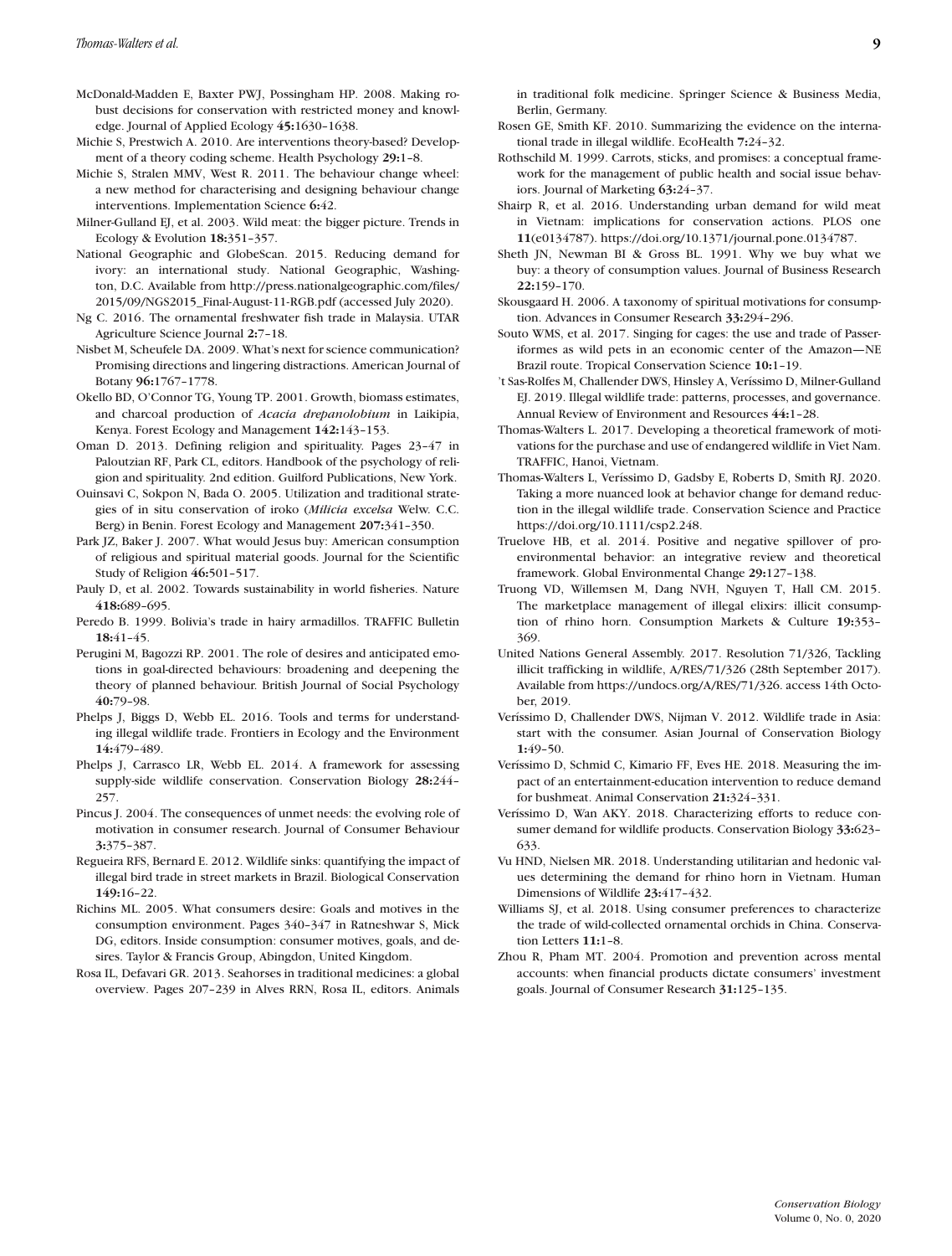McDonald-Madden E, Baxter PWJ, Possingham HP. 2008. Making robust decisions for conservation with restricted money and knowledge. Journal of Applied Ecology **45:**1630–1638.

Michie S, Prestwich A. 2010. Are interventions theory-based? Development of a theory coding scheme. Health Psychology **29:**1–8.

Michie S, Stralen MMV, West R. 2011. The behaviour change wheel: a new method for characterising and designing behaviour change interventions. Implementation Science **6:**42.

Milner-Gulland EJ, et al. 2003. Wild meat: the bigger picture. Trends in Ecology & Evolution **18:**351–357.

National Geographic and GlobeScan. 2015. Reducing demand for ivory: an international study. National Geographic, Washington, D.C. Available from http://press.nationalgeographic.com/files/2015/09/NGS2015_Final-August-11-RGB.pdf (accessed July 2020).

Ng C. 2016. The ornamental freshwater fish trade in Malaysia. UTAR Agriculture Science Journal **2:**7–18.

Nisbet M, Scheufele DA. 2009. What's next for science communication? Promising directions and lingering distractions. American Journal of Botany **96:**1767–1778.

Okello BD, O'Connor TG, Young TP. 2001. Growth, biomass estimates, and charcoal production of *Acacia drepanolobium* in Laikipia, Kenya. Forest Ecology and Management **142:**143–153.

Oman D. 2013. Defining religion and spirituality. Pages 23–47 in Paloutzian RF, Park CL, editors. Handbook of the psychology of religion and spirituality. 2nd edition. Guilford Publications, New York.

Ouinsavi C, Sokpon N, Bada O. 2005. Utilization and traditional strategies of in situ conservation of iroko (*Milicia excelsa* Welw. C.C. Berg) in Benin. Forest Ecology and Management **207:**341–350.

Park JZ, Baker J. 2007. What would Jesus buy: American consumption of religious and spiritual material goods. Journal for the Scientific Study of Religion **46:**501–517.

Pauly D, et al. 2002. Towards sustainability in world fisheries. Nature **418:**689–695.

Peredo B. 1999. Bolivia's trade in hairy armadillos. TRAFFIC Bulletin **18:**41–45.

Perugini M, Bagozzi RP. 2001. The role of desires and anticipated emotions in goal-directed behaviours: broadening and deepening the theory of planned behaviour. British Journal of Social Psychology **40:**79–98.

Phelps J, Biggs D, Webb EL. 2016. Tools and terms for understanding illegal wildlife trade. Frontiers in Ecology and the Environment **14:**479–489.

Phelps J, Carrasco LR, Webb EL. 2014. A framework for assessing supply-side wildlife conservation. Conservation Biology **28:**244–257.

Pincus J. 2004. The consequences of unmet needs: the evolving role of motivation in consumer research. Journal of Consumer Behaviour **3:**375–387.

Regueira RFS, Bernard E. 2012. Wildlife sinks: quantifying the impact of illegal bird trade in street markets in Brazil. Biological Conservation **149:**16–22.

Richins ML. 2005. What consumers desire: Goals and motives in the consumption environment. Pages 340–347 in Ratneshwar S, Mick DG, editors. Inside consumption: consumer motives, goals, and desires. Taylor & Francis Group, Abingdon, United Kingdom.

Rosa IL, Defavari GR. 2013. Seahorses in traditional medicines: a global overview. Pages 207–239 in Alves RRN, Rosa IL, editors. Animals in traditional folk medicine. Springer Science & Business Media, Berlin, Germany.

Rosen GE, Smith KF. 2010. Summarizing the evidence on the international trade in illegal wildlife. EcoHealth **7:**24–32.

Rothschild M. 1999. Carrots, sticks, and promises: a conceptual framework for the management of public health and social issue behaviors. Journal of Marketing **63:**24–37.

Shairp R, et al. 2016. Understanding urban demand for wild meat in Vietnam: implications for conservation actions. PLOS one **11**(e0134787). https://doi.org/10.1371/journal.pone.0134787.

Sheth JN, Newman BI & Gross BL. 1991. Why we buy what we buy: a theory of consumption values. Journal of Business Research **22:**159–170.

Skousgaard H. 2006. A taxonomy of spiritual motivations for consumption. Advances in Consumer Research **33:**294–296.

Souto WMS, et al. 2017. Singing for cages: the use and trade of Passeriformes as wild pets in an economic center of the Amazon—NE Brazil route. Tropical Conservation Science **10:**1–19.

't Sas-Rolfes M, Challender DWS, Hinsley A, Veríssimo D, Milner-Gulland EJ. 2019. Illegal wildlife trade: patterns, processes, and governance. Annual Review of Environment and Resources **44:**1–28.

Thomas-Walters L. 2017. Developing a theoretical framework of motivations for the purchase and use of endangered wildlife in Viet Nam. TRAFFIC, Hanoi, Vietnam.

Thomas-Walters L, Veríssimo D, Gadsby E, Roberts D, Smith RJ. 2020. Taking a more nuanced look at behavior change for demand reduction in the illegal wildlife trade. Conservation Science and Practice https://doi.org/10.1111/csp2.248.

Truelove HB, et al. 2014. Positive and negative spillover of pro-environmental behavior: an integrative review and theoretical framework. Global Environmental Change **29:**127–138.

Truong VD, Willemsen M, Dang NVH, Nguyen T, Hall CM. 2015. The marketplace management of illegal elixirs: illicit consumption of rhino horn. Consumption Markets & Culture **19:**353–369.

United Nations General Assembly. 2017. Resolution 71/326, Tackling illicit trafficking in wildlife, A/RES/71/326 (28th September 2017). Available from https://undocs.org/A/RES/71/326. access 14th October, 2019.

Veríssimo D, Challender DWS, Nijman V. 2012. Wildlife trade in Asia: start with the consumer. Asian Journal of Conservation Biology **1:**49–50.

Veríssimo D, Schmid C, Kimario FF, Eves HE. 2018. Measuring the impact of an entertainment-education intervention to reduce demand for bushmeat. Animal Conservation **21:**324–331.

Veríssimo D, Wan AKY. 2018. Characterizing efforts to reduce consumer demand for wildlife products. Conservation Biology **33:**623–633.

Vu HND, Nielsen MR. 2018. Understanding utilitarian and hedonic values determining the demand for rhino horn in Vietnam. Human Dimensions of Wildlife **23:**417–432.

Williams SJ, et al. 2018. Using consumer preferences to characterize the trade of wild-collected ornamental orchids in China. Conservation Letters **11:**1–8.

Zhou R, Pham MT. 2004. Promotion and prevention across mental accounts: when financial products dictate consumers' investment goals. Journal of Consumer Research **31:**125–135.